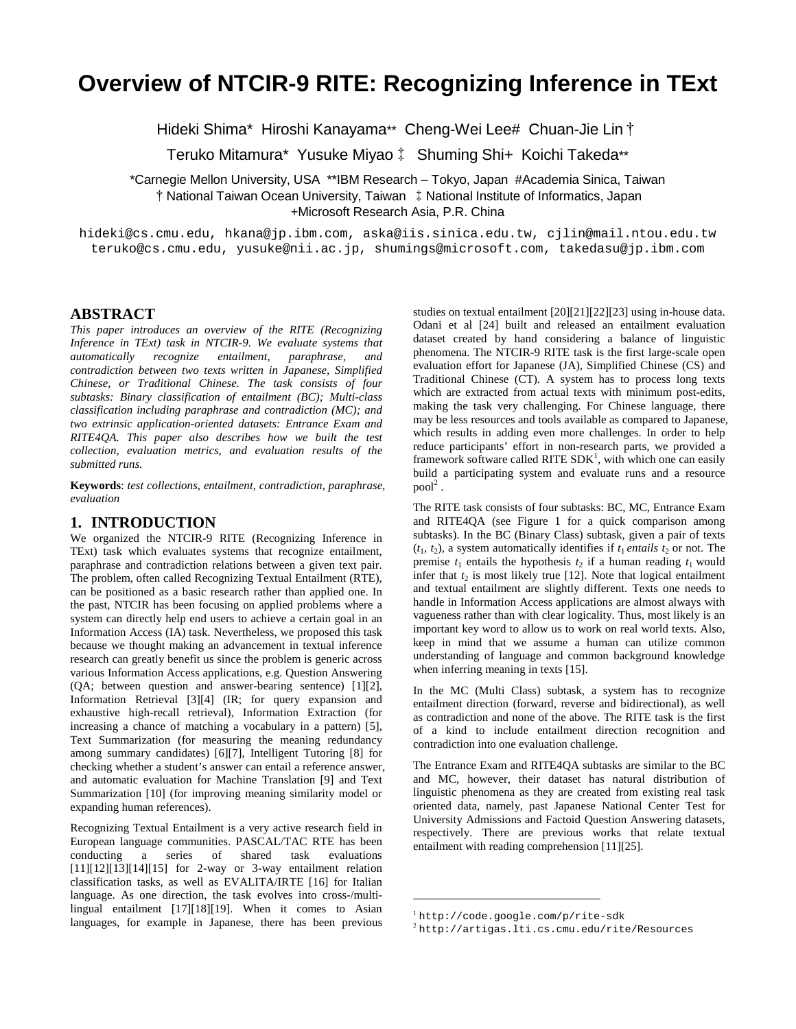// Overview of NTCIR-9 RITE: Recognizing Inference in TExt

Hideki Shima* Hiroshi Kanayama** Cheng-Wei Lee# Chuan-Jie Lin †

Teruko Mitamura* Yusuke Miyao ‡ Shuming Shi+ Koichi Takeda**

*Carnegie Mellon University, USA **IBM Research – Tokyo, Japan #Academia Sinica, Taiwan
† National Taiwan Ocean University, Taiwan ‡ National Institute of Informatics, Japan
+Microsoft Research Asia, P.R. China

hideki@cs.cmu.edu, hkana@jp.ibm.com, aska@iis.sinica.edu.tw, cjlin@mail.ntou.edu.tw
teruko@cs.cmu.edu, yusuke@nii.ac.jp, shumings@microsoft.com, takedasu@jp.ibm.com

## ABSTRACT

*This paper introduces an overview of the RITE (Recognizing Inference in TExt) task in NTCIR-9. We evaluate systems that automatically recognize entailment, paraphrase, and contradiction between two texts written in Japanese, Simplified Chinese, or Traditional Chinese. The task consists of four subtasks: Binary classification of entailment (BC); Multi-class classification including paraphrase and contradiction (MC); and two extrinsic application-oriented datasets: Entrance Exam and RITE4QA. This paper also describes how we built the test collection, evaluation metrics, and evaluation results of the submitted runs.*

**Keywords**: *test collections, entailment, contradiction, paraphrase, evaluation*

## 1. INTRODUCTION

We organized the NTCIR-9 RITE (Recognizing Inference in TExt) task which evaluates systems that recognize entailment, paraphrase and contradiction relations between a given text pair. The problem, often called Recognizing Textual Entailment (RTE), can be positioned as a basic research rather than applied one. In the past, NTCIR has been focusing on applied problems where a system can directly help end users to achieve a certain goal in an Information Access (IA) task. Nevertheless, we proposed this task because we thought making an advancement in textual inference research can greatly benefit us since the problem is generic across various Information Access applications, e.g. Question Answering (QA; between question and answer-bearing sentence) [1][2], Information Retrieval [3][4] (IR; for query expansion and exhaustive high-recall retrieval), Information Extraction (for increasing a chance of matching a vocabulary in a pattern) [5], Text Summarization (for measuring the meaning redundancy among summary candidates) [6][7], Intelligent Tutoring [8] for checking whether a student's answer can entail a reference answer, and automatic evaluation for Machine Translation [9] and Text Summarization [10] (for improving meaning similarity model or expanding human references).

Recognizing Textual Entailment is a very active research field in European language communities. PASCAL/TAC RTE has been conducting a series of shared task evaluations [11][12][13][14][15] for 2-way or 3-way entailment relation classification tasks, as well as EVALITA/IRTE [16] for Italian language. As one direction, the task evolves into cross-/multi-lingual entailment [17][18][19]. When it comes to Asian languages, for example in Japanese, there has been previous studies on textual entailment [20][21][22][23] using in-house data. Odani et al [24] built and released an entailment evaluation dataset created by hand considering a balance of linguistic phenomena. The NTCIR-9 RITE task is the first large-scale open evaluation effort for Japanese (JA), Simplified Chinese (CS) and Traditional Chinese (CT). A system has to process long texts which are extracted from actual texts with minimum post-edits, making the task very challenging. For Chinese language, there may be less resources and tools available as compared to Japanese, which results in adding even more challenges. In order to help reduce participants' effort in non-research parts, we provided a framework software called RITE SDK[1], with which one can easily build a participating system and evaluate runs and a resource pool[2].

The RITE task consists of four subtasks: BC, MC, Entrance Exam and RITE4QA (see Figure 1 for a quick comparison among subtasks). In the BC (Binary Class) subtask, given a pair of texts ($t_1$, $t_2$), a system automatically identifies if $t_1$ *entails* $t_2$ or not. The premise $t_1$ entails the hypothesis $t_2$ if a human reading $t_1$ would infer that $t_2$ is most likely true [12]. Note that logical entailment and textual entailment are slightly different. Texts one needs to handle in Information Access applications are almost always with vagueness rather than with clear logicality. Thus, most likely is an important key word to allow us to work on real world texts. Also, keep in mind that we assume a human can utilize common understanding of language and common background knowledge when inferring meaning in texts [15].

In the MC (Multi Class) subtask, a system has to recognize entailment direction (forward, reverse and bidirectional), as well as contradiction and none of the above. The RITE task is the first of a kind to include entailment direction recognition and contradiction into one evaluation challenge.

The Entrance Exam and RITE4QA subtasks are similar to the BC and MC, however, their dataset has natural distribution of linguistic phenomena as they are created from existing real task oriented data, namely, past Japanese National Center Test for University Admissions and Factoid Question Answering datasets, respectively. There are previous works that relate textual entailment with reading comprehension [11][25].

---

[1] http://code.google.com/p/rite-sdk

[2] http://artigas.lti.cs.cmu.edu/rite/Resources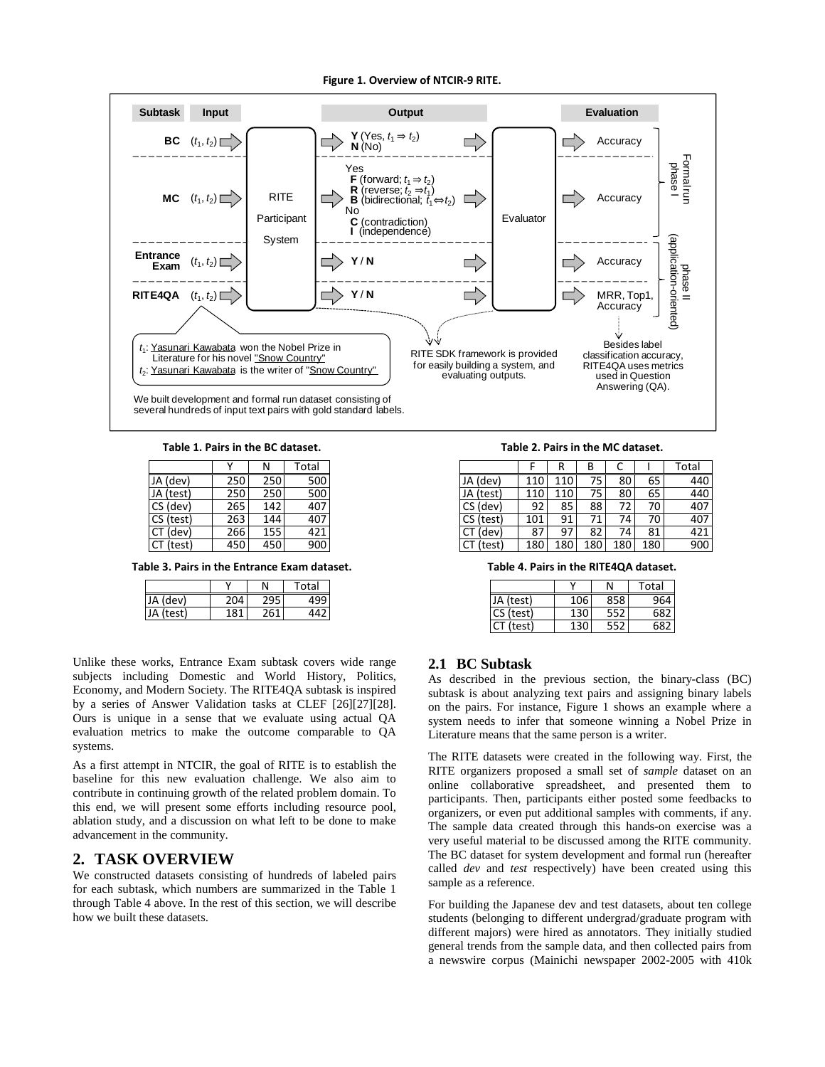**Figure 1. Overview of NTCIR-9 RITE.**

| Subtask | Input | Output | Evaluation | |
|---|---|---|---|---|
| BC | $(t_1, t_2)$ | **Y** (Yes, $t_1 \Rightarrow t_2$) **N** (No) | Accuracy | Formalrun phase I |
| MC | $(t_1, t_2)$ | Yes: **F** (forward; $t_1 \Rightarrow t_2$), **R** (reverse; $t_2 \Rightarrow t_1$), **B** (bidirectional; $t_1 \Leftrightarrow t_2$); No: **C** (contradiction), **I** (independence) | Accuracy | Formalrun phase I |
| Entrance Exam | $(t_1, t_2)$ | **Y** / **N** | Accuracy | phase II (application-oriented) |
| RITE4QA | $(t_1, t_2)$ | **Y** / **N** | MRR, Top1, Accuracy | phase II (application-oriented) |

Input → RITE Participant System → Output → Evaluator → Evaluation

$t_1$: Yasunari Kawabata won the Nobel Prize in Literature for his novel "Snow Country"
$t_2$: Yasunari Kawabata is the writer of "Snow Country"

We built development and formal run dataset consisting of several hundreds of input text pairs with gold standard labels.

RITE SDK framework is provided for easily building a system, and evaluating outputs.

Besides label classification accuracy, RITE4QA uses metrics used in Question Answering (QA).

**Table 1. Pairs in the BC dataset.**

| | Y | N | Total |
|---|---|---|---|
| JA (dev) | 250 | 250 | 500 |
| JA (test) | 250 | 250 | 500 |
| CS (dev) | 265 | 142 | 407 |
| CS (test) | 263 | 144 | 407 |
| CT (dev) | 266 | 155 | 421 |
| CT (test) | 450 | 450 | 900 |

**Table 2. Pairs in the MC dataset.**

| | F | R | B | C | I | Total |
|---|---|---|---|---|---|---|
| JA (dev) | 110 | 110 | 75 | 80 | 65 | 440 |
| JA (test) | 110 | 110 | 75 | 80 | 65 | 440 |
| CS (dev) | 92 | 85 | 88 | 72 | 70 | 407 |
| CS (test) | 101 | 91 | 71 | 74 | 70 | 407 |
| CT (dev) | 87 | 97 | 82 | 74 | 81 | 421 |
| CT (test) | 180 | 180 | 180 | 180 | 180 | 900 |

**Table 3. Pairs in the Entrance Exam dataset.**

| | Y | N | Total |
|---|---|---|---|
| JA (dev) | 204 | 295 | 499 |
| JA (test) | 181 | 261 | 442 |

**Table 4. Pairs in the RITE4QA dataset.**

| | Y | N | Total |
|---|---|---|---|
| JA (test) | 106 | 858 | 964 |
| CS (test) | 130 | 552 | 682 |
| CT (test) | 130 | 552 | 682 |

Unlike these works, Entrance Exam subtask covers wide range subjects including Domestic and World History, Politics, Economy, and Modern Society. The RITE4QA subtask is inspired by a series of Answer Validation tasks at CLEF [26][27][28]. Ours is unique in a sense that we evaluate using actual QA evaluation metrics to make the outcome comparable to QA systems.

As a first attempt in NTCIR, the goal of RITE is to establish the baseline for this new evaluation challenge. We also aim to contribute in continuing growth of the related problem domain. To this end, we will present some efforts including resource pool, ablation study, and a discussion on what left to be done to make advancement in the community.

## 2. TASK OVERVIEW

We constructed datasets consisting of hundreds of labeled pairs for each subtask, which numbers are summarized in the Table 1 through Table 4 above. In the rest of this section, we will describe how we built these datasets.

### 2.1 BC Subtask

As described in the previous section, the binary-class (BC) subtask is about analyzing text pairs and assigning binary labels on the pairs. For instance, Figure 1 shows an example where a system needs to infer that someone winning a Nobel Prize in Literature means that the same person is a writer.

The RITE datasets were created in the following way. First, the RITE organizers proposed a small set of *sample* dataset on an online collaborative spreadsheet, and presented them to participants. Then, participants either posted some feedbacks to organizers, or even put additional samples with comments, if any. The sample data created through this hands-on exercise was a very useful material to be discussed among the RITE community. The BC dataset for system development and formal run (hereafter called *dev* and *test* respectively) have been created using this sample as a reference.

For building the Japanese dev and test datasets, about ten college students (belonging to different undergrad/graduate program with different majors) were hired as annotators. They initially studied general trends from the sample data, and then collected pairs from a newswire corpus (Mainichi newspaper 2002-2005 with 410k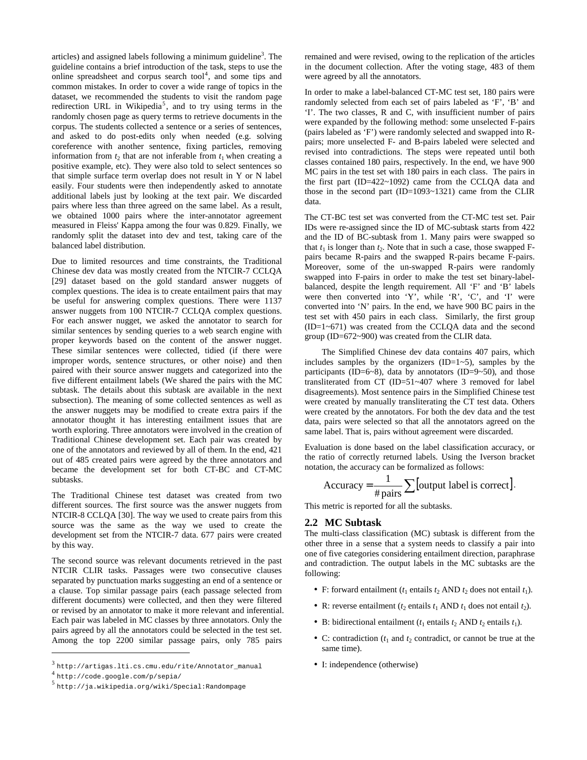articles) and assigned labels following a minimum guideline[3]. The guideline contains a brief introduction of the task, steps to use the online spreadsheet and corpus search tool[4], and some tips and common mistakes. In order to cover a wide range of topics in the dataset, we recommended the students to visit the random page redirection URL in Wikipedia[5], and to try using terms in the randomly chosen page as query terms to retrieve documents in the corpus. The students collected a sentence or a series of sentences, and asked to do post-edits only when needed (e.g. solving coreference with another sentence, fixing particles, removing information from $t_2$ that are not inferable from $t_1$ when creating a positive example, etc). They were also told to select sentences so that simple surface term overlap does not result in Y or N label easily. Four students were then independently asked to annotate additional labels just by looking at the text pair. We discarded pairs where less than three agreed on the same label. As a result, we obtained 1000 pairs where the inter-annotator agreement measured in Fleiss' Kappa among the four was 0.829. Finally, we randomly split the dataset into dev and test, taking care of the balanced label distribution.

Due to limited resources and time constraints, the Traditional Chinese dev data was mostly created from the NTCIR-7 CCLQA [29] dataset based on the gold standard answer nuggets of complex questions. The idea is to create entailment pairs that may be useful for answering complex questions. There were 1137 answer nuggets from 100 NTCIR-7 CCLQA complex questions. For each answer nugget, we asked the annotator to search for similar sentences by sending queries to a web search engine with proper keywords based on the content of the answer nugget. These similar sentences were collected, tidied (if there were improper words, sentence structures, or other noise) and then paired with their source answer nuggets and categorized into the five different entailment labels (We shared the pairs with the MC subtask. The details about this subtask are available in the next subsection). The meaning of some collected sentences as well as the answer nuggets may be modified to create extra pairs if the annotator thought it has interesting entailment issues that are worth exploring. Three annotators were involved in the creation of Traditional Chinese development set. Each pair was created by one of the annotators and reviewed by all of them. In the end, 421 out of 485 created pairs were agreed by the three annotators and became the development set for both CT-BC and CT-MC subtasks.

The Traditional Chinese test dataset was created from two different sources. The first source was the answer nuggets from NTCIR-8 CCLQA [30]. The way we used to create pairs from this source was the same as the way we used to create the development set from the NTCIR-7 data. 677 pairs were created by this way.

The second source was relevant documents retrieved in the past NTCIR CLIR tasks. Passages were two consecutive clauses separated by punctuation marks suggesting an end of a sentence or a clause. Top similar passage pairs (each passage selected from different documents) were collected, and then they were filtered or revised by an annotator to make it more relevant and inferential. Each pair was labeled in MC classes by three annotators. Only the pairs agreed by all the annotators could be selected in the test set. Among the top 2200 similar passage pairs, only 785 pairs remained and were revised, owing to the replication of the articles in the document collection. After the voting stage, 483 of them were agreed by all the annotators.

In order to make a label-balanced CT-MC test set, 180 pairs were randomly selected from each set of pairs labeled as 'F', 'B' and 'I'. The two classes, R and C, with insufficient number of pairs were expanded by the following method: some unselected F-pairs (pairs labeled as 'F') were randomly selected and swapped into R-pairs; more unselected F- and B-pairs labeled were selected and revised into contradictions. The steps were repeated until both classes contained 180 pairs, respectively. In the end, we have 900 MC pairs in the test set with 180 pairs in each class. The pairs in the first part (ID=422~1092) came from the CCLQA data and those in the second part (ID=1093~1321) came from the CLIR data.

The CT-BC test set was converted from the CT-MC test set. Pair IDs were re-assigned since the ID of MC-subtask starts from 422 and the ID of BC-subtask from 1. Many pairs were swapped so that $t_1$ is longer than $t_2$. Note that in such a case, those swapped F-pairs became R-pairs and the swapped R-pairs became F-pairs. Moreover, some of the un-swapped R-pairs were randomly swapped into F-pairs in order to make the test set binary-label-balanced, despite the length requirement. All 'F' and 'B' labels were then converted into 'Y', while 'R', 'C', and 'I' were converted into 'N' pairs. In the end, we have 900 BC pairs in the test set with 450 pairs in each class. Similarly, the first group (ID=1~671) was created from the CCLQA data and the second group (ID=672~900) was created from the CLIR data.

The Simplified Chinese dev data contains 407 pairs, which includes samples by the organizers (ID=1~5), samples by the participants (ID=6~8), data by annotators (ID=9~50), and those transliterated from CT (ID=51~407 where 3 removed for label disagreements). Most sentence pairs in the Simplified Chinese test were created by manually transliterating the CT test data. Others were created by the annotators. For both the dev data and the test data, pairs were selected so that all the annotators agreed on the same label. That is, pairs without agreement were discarded.

Evaluation is done based on the label classification accuracy, or the ratio of correctly returned labels. Using the Iverson bracket notation, the accuracy can be formalized as follows:

$$\text{Accuracy} = \frac{1}{\#\,\text{pairs}} \sum \left[\text{output label is correct}\right].$$

This metric is reported for all the subtasks.

## 2.2 MC Subtask

The multi-class classification (MC) subtask is different from the other three in a sense that a system needs to classify a pair into one of five categories considering entailment direction, paraphrase and contradiction. The output labels in the MC subtasks are the following:

- F: forward entailment ($t_1$ entails $t_2$ AND $t_2$ does not entail $t_1$).
- R: reverse entailment ($t_2$ entails $t_1$ AND $t_1$ does not entail $t_2$).
- B: bidirectional entailment ($t_1$ entails $t_2$ AND $t_2$ entails $t_1$).
- C: contradiction ($t_1$ and $t_2$ contradict, or cannot be true at the same time).
- I: independence (otherwise)

---

[3] http://artigas.lti.cs.cmu.edu/rite/Annotator_manual

[4] http://code.google.com/p/sepia/

[5] http://ja.wikipedia.org/wiki/Special:Randompage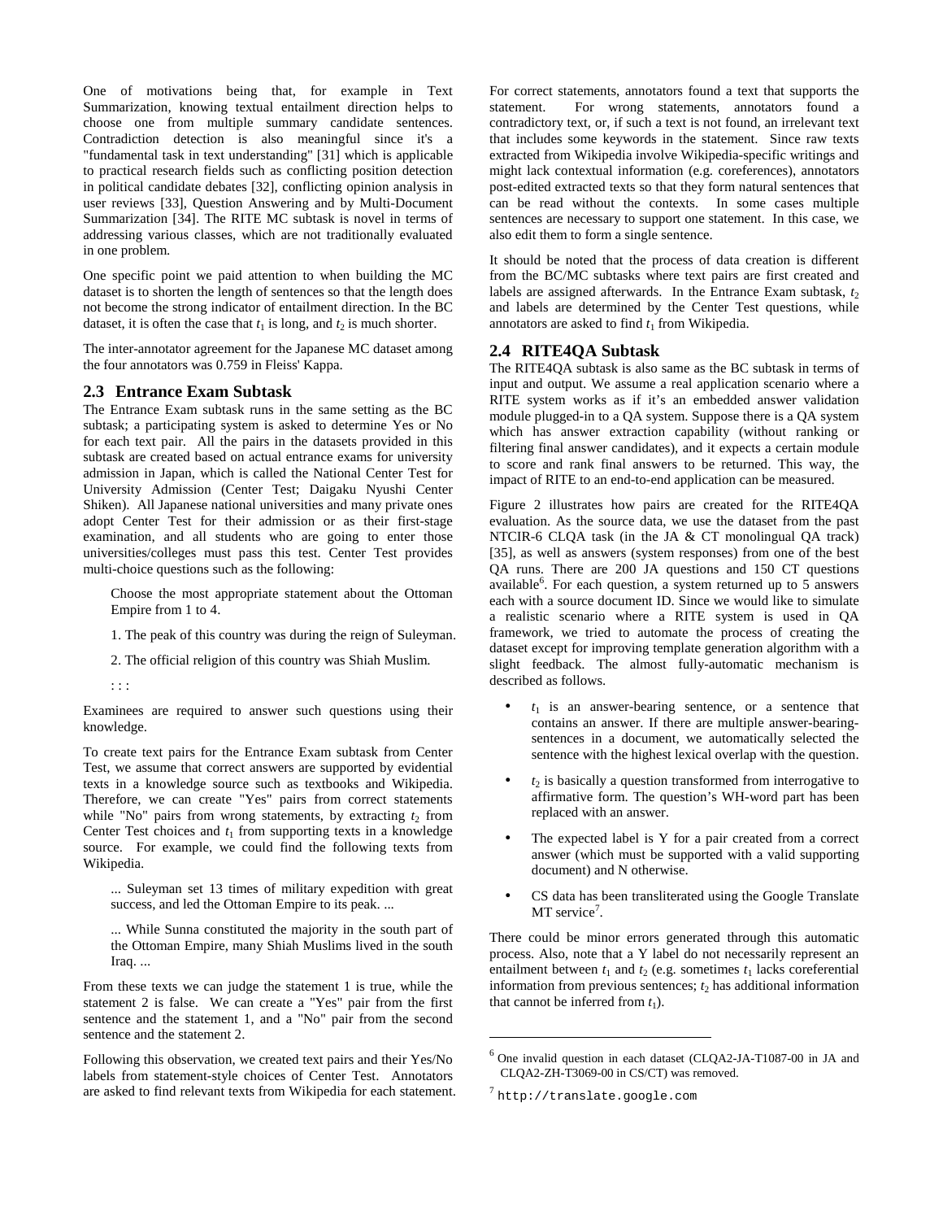One of motivations being that, for example in Text Summarization, knowing textual entailment direction helps to choose one from multiple summary candidate sentences. Contradiction detection is also meaningful since it's a "fundamental task in text understanding" [31] which is applicable to practical research fields such as conflicting position detection in political candidate debates [32], conflicting opinion analysis in user reviews [33], Question Answering and by Multi-Document Summarization [34]. The RITE MC subtask is novel in terms of addressing various classes, which are not traditionally evaluated in one problem.

One specific point we paid attention to when building the MC dataset is to shorten the length of sentences so that the length does not become the strong indicator of entailment direction. In the BC dataset, it is often the case that $t_1$ is long, and $t_2$ is much shorter.

The inter-annotator agreement for the Japanese MC dataset among the four annotators was 0.759 in Fleiss' Kappa.

## 2.3 Entrance Exam Subtask

The Entrance Exam subtask runs in the same setting as the BC subtask; a participating system is asked to determine Yes or No for each text pair. All the pairs in the datasets provided in this subtask are created based on actual entrance exams for university admission in Japan, which is called the National Center Test for University Admission (Center Test; Daigaku Nyushi Center Shiken). All Japanese national universities and many private ones adopt Center Test for their admission or as their first-stage examination, and all students who are going to enter those universities/colleges must pass this test. Center Test provides multi-choice questions such as the following:

> Choose the most appropriate statement about the Ottoman Empire from 1 to 4.
>
> 1. The peak of this country was during the reign of Suleyman.
>
> 2. The official religion of this country was Shiah Muslim.
>
> : : :

Examinees are required to answer such questions using their knowledge.

To create text pairs for the Entrance Exam subtask from Center Test, we assume that correct answers are supported by evidential texts in a knowledge source such as textbooks and Wikipedia. Therefore, we can create "Yes" pairs from correct statements while "No" pairs from wrong statements, by extracting $t_2$ from Center Test choices and $t_1$ from supporting texts in a knowledge source. For example, we could find the following texts from Wikipedia.

> ... Suleyman set 13 times of military expedition with great success, and led the Ottoman Empire to its peak. ...
>
> ... While Sunna constituted the majority in the south part of the Ottoman Empire, many Shiah Muslims lived in the south Iraq. ...

From these texts we can judge the statement 1 is true, while the statement 2 is false. We can create a "Yes" pair from the first sentence and the statement 1, and a "No" pair from the second sentence and the statement 2.

Following this observation, we created text pairs and their Yes/No labels from statement-style choices of Center Test. Annotators are asked to find relevant texts from Wikipedia for each statement. For correct statements, annotators found a text that supports the statement. For wrong statements, annotators found a contradictory text, or, if such a text is not found, an irrelevant text that includes some keywords in the statement. Since raw texts extracted from Wikipedia involve Wikipedia-specific writings and might lack contextual information (e.g. coreferences), annotators post-edited extracted texts so that they form natural sentences that can be read without the contexts. In some cases multiple sentences are necessary to support one statement. In this case, we also edit them to form a single sentence.

It should be noted that the process of data creation is different from the BC/MC subtasks where text pairs are first created and labels are assigned afterwards. In the Entrance Exam subtask, $t_2$ and labels are determined by the Center Test questions, while annotators are asked to find $t_1$ from Wikipedia.

## 2.4 RITE4QA Subtask

The RITE4QA subtask is also same as the BC subtask in terms of input and output. We assume a real application scenario where a RITE system works as if it's an embedded answer validation module plugged-in to a QA system. Suppose there is a QA system which has answer extraction capability (without ranking or filtering final answer candidates), and it expects a certain module to score and rank final answers to be returned. This way, the impact of RITE to an end-to-end application can be measured.

Figure 2 illustrates how pairs are created for the RITE4QA evaluation. As the source data, we use the dataset from the past NTCIR-6 CLQA task (in the JA & CT monolingual QA track) [35], as well as answers (system responses) from one of the best QA runs. There are 200 JA questions and 150 CT questions available[6]. For each question, a system returned up to 5 answers each with a source document ID. Since we would like to simulate a realistic scenario where a RITE system is used in QA framework, we tried to automate the process of creating the dataset except for improving template generation algorithm with a slight feedback. The almost fully-automatic mechanism is described as follows.

- $t_1$ is an answer-bearing sentence, or a sentence that contains an answer. If there are multiple answer-bearing-sentences in a document, we automatically selected the sentence with the highest lexical overlap with the question.
- $t_2$ is basically a question transformed from interrogative to affirmative form. The question's WH-word part has been replaced with an answer.
- The expected label is Y for a pair created from a correct answer (which must be supported with a valid supporting document) and N otherwise.
- CS data has been transliterated using the Google Translate MT service[7].

There could be minor errors generated through this automatic process. Also, note that a Y label do not necessarily represent an entailment between $t_1$ and $t_2$ (e.g. sometimes $t_1$ lacks coreferential information from previous sentences; $t_2$ has additional information that cannot be inferred from $t_1$).

---

[6] One invalid question in each dataset (CLQA2-JA-T1087-00 in JA and CLQA2-ZH-T3069-00 in CS/CT) was removed.

[7] `http://translate.google.com`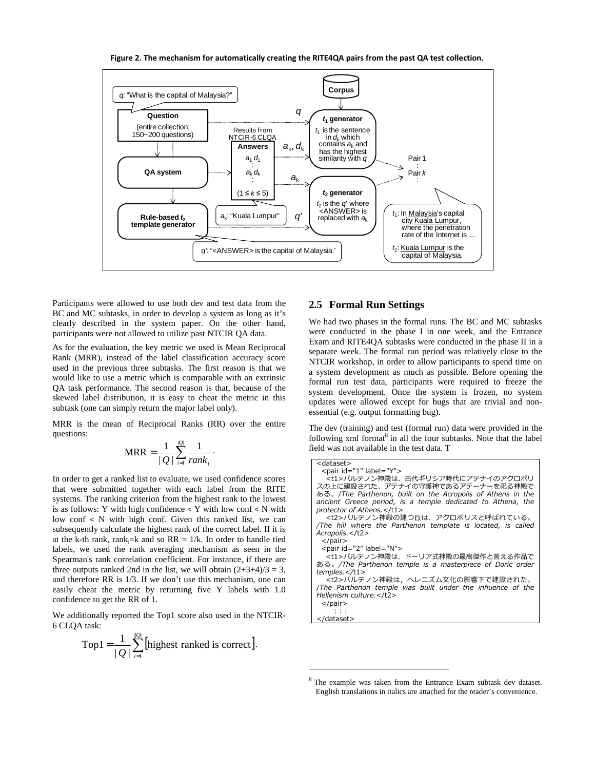**Figure 2. The mechanism for automatically creating the RITE4QA pairs from the past QA test collection.**

q: "What is the capital of Malaysia?"

Question (entire collection: 150~200 questions)

QA system

Rule-based $t_2$ template generator

Results from NTCIR-6 CLQA

Answers $a_1\ d_1$ … $a_k\ d_k$ … ($1 \leq k \leq 5$)

$a_k$: "Kuala Lumpur"

q': "<ANSWER> is the capital of Malaysia."

Corpus

$t_1$ generator: $t_1$ is the sentence in $d_k$ which contains $a_k$ and has the highest similarity with $q$

$t_2$ generator: $t_2$ is the $q'$ where <ANSWER> is replaced with $a_k$

Pair 1 … Pair $k$ …

$t_1$: In Malaysia's capital city Kuala Lumpur, where the penetration rate of the Internet is …

$t_2$: Kuala Lumpur is the capital of Malaysia.

Participants were allowed to use both dev and test data from the BC and MC subtasks, in order to develop a system as long as it's clearly described in the system paper. On the other hand, participants were not allowed to utilize past NTCIR QA data.

As for the evaluation, the key metric we used is Mean Reciprocal Rank (MRR), instead of the label classification accuracy score used in the previous three subtasks. The first reason is that we would like to use a metric which is comparable with an extrinsic QA task performance. The second reason is that, because of the skewed label distribution, it is easy to cheat the metric in this subtask (one can simply return the major label only).

MRR is the mean of Reciprocal Ranks (RR) over the entire questions:

$$\mathrm{MRR} = \frac{1}{|Q|}\sum_{i=1}^{|Q|}\frac{1}{rank_i}.$$

In order to get a ranked list to evaluate, we used confidence scores that were submitted together with each label from the RITE systems. The ranking criterion from the highest rank to the lowest is as follows: Y with high confidence < Y with low conf < N with low conf < N with high conf. Given this ranked list, we can subsequently calculate the highest rank of the correct label. If it is at the k-th rank, $rank_i$=k and so RR = 1/k. In order to handle tied labels, we used the rank averaging mechanism as seen in the Spearman's rank correlation coefficient. For instance, if there are three outputs ranked 2nd in the list, we will obtain (2+3+4)/3 = 3, and therefore RR is 1/3. If we don't use this mechanism, one can easily cheat the metric by returning five Y labels with 1.0 confidence to get the RR of 1.

We additionally reported the Top1 score also used in the NTCIR-6 CLQA task:

$$\mathrm{Top1} = \frac{1}{|Q|}\sum_{i=1}^{|Q|}[\text{highest ranked is correct}].$$

## 2.5 Formal Run Settings

We had two phases in the formal runs. The BC and MC subtasks were conducted in the phase I in one week, and the Entrance Exam and RITE4QA subtasks were conducted in the phase II in a separate week. The formal run period was relatively close to the NTCIR workshop, in order to allow participants to spend time on a system development as much as possible. Before opening the formal run test data, participants were required to freeze the system development. Once the system is frozen, no system updates were allowed except for bugs that are trivial and non-essential (e.g. output formatting bug).

The dev (training) and test (formal run) data were provided in the following xml format[8] in all the four subtasks. Note that the label field was not available in the test data. T

```
<dataset>
  <pair id="1" label="Y">
    <t1>パルテノン神殿は、古代ギリシア時代にアテナイのアクロポリスの上に建設された、アテナイの守護神であるアテーナーを祀る神殿である。/The Parthenon, built on the Acropolis of Athens in the ancient Greece period, is a temple dedicated to Athena, the protector of Athens.</t1>
    <t2>パルテノン神殿の建つ丘は、アクロポリスと呼ばれている。/The hill where the Parthenon template is located, is called Acropolis.</t2>
  </pair>
  <pair id="2" label="N">
    <t1>パルテノン神殿は、ドーリア式神殿の最高傑作と言える作品である。/The Parthenon temple is a masterpiece of Doric order temples.</t1>
    <t2>パルテノン神殿は，ヘレニズム文化の影響下で建設された。/The Parthenon temple was built under the influence of the Hellenism culture.</t2>
  </pair>
      : : :
</dataset>
```

[8] The example was taken from the Entrance Exam subtask dev dataset. English translations in italics are attached for the reader's convenience.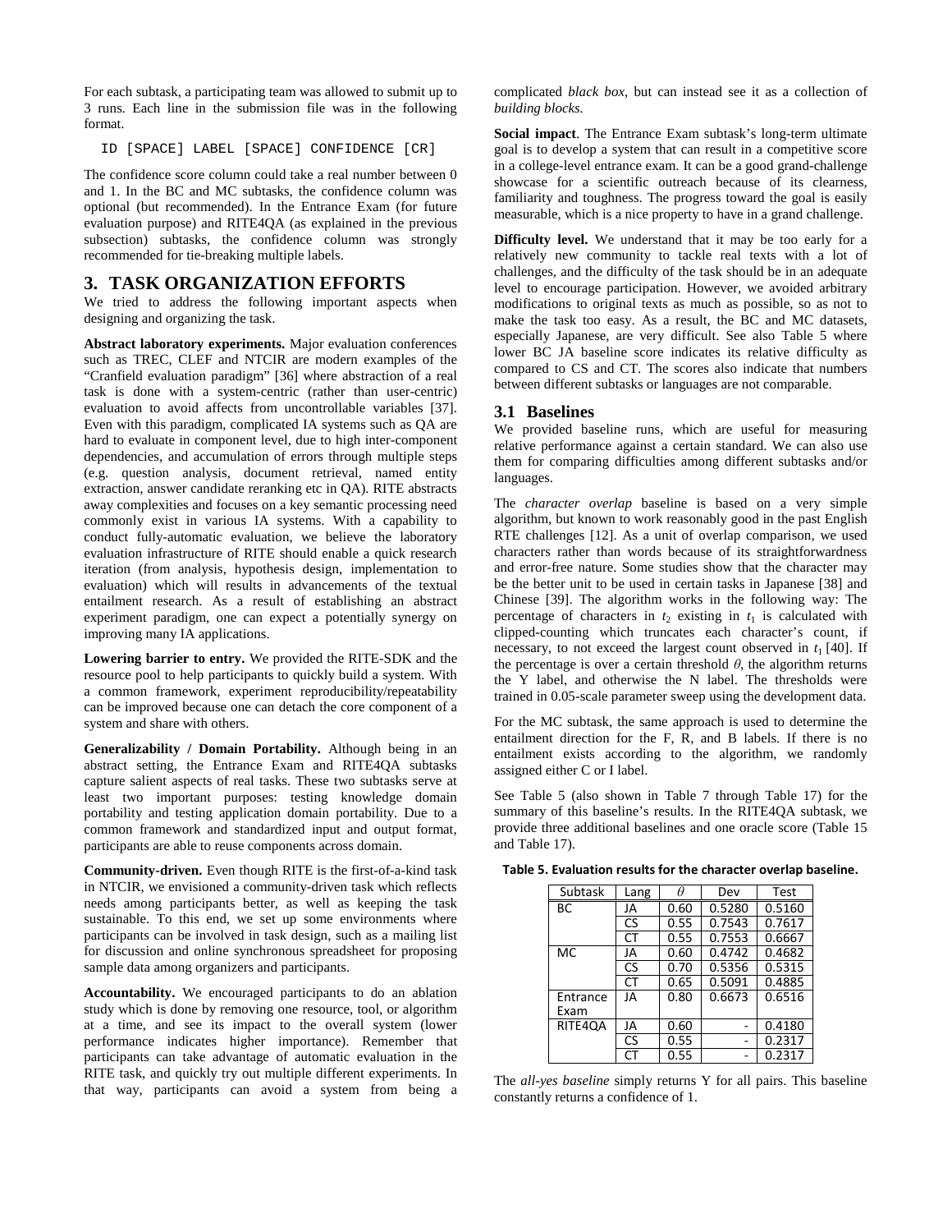For each subtask, a participating team was allowed to submit up to 3 runs. Each line in the submission file was in the following format.

```
ID [SPACE] LABEL [SPACE] CONFIDENCE [CR]
```

The confidence score column could take a real number between 0 and 1. In the BC and MC subtasks, the confidence column was optional (but recommended). In the Entrance Exam (for future evaluation purpose) and RITE4QA (as explained in the previous subsection) subtasks, the confidence column was strongly recommended for tie-breaking multiple labels.

# 3. TASK ORGANIZATION EFFORTS

We tried to address the following important aspects when designing and organizing the task.

**Abstract laboratory experiments.** Major evaluation conferences such as TREC, CLEF and NTCIR are modern examples of the "Cranfield evaluation paradigm" [36] where abstraction of a real task is done with a system-centric (rather than user-centric) evaluation to avoid affects from uncontrollable variables [37]. Even with this paradigm, complicated IA systems such as QA are hard to evaluate in component level, due to high inter-component dependencies, and accumulation of errors through multiple steps (e.g. question analysis, document retrieval, named entity extraction, answer candidate reranking etc in QA). RITE abstracts away complexities and focuses on a key semantic processing need commonly exist in various IA systems. With a capability to conduct fully-automatic evaluation, we believe the laboratory evaluation infrastructure of RITE should enable a quick research iteration (from analysis, hypothesis design, implementation to evaluation) which will results in advancements of the textual entailment research. As a result of establishing an abstract experiment paradigm, one can expect a potentially synergy on improving many IA applications.

**Lowering barrier to entry.** We provided the RITE-SDK and the resource pool to help participants to quickly build a system. With a common framework, experiment reproducibility/repeatability can be improved because one can detach the core component of a system and share with others.

**Generalizability / Domain Portability.** Although being in an abstract setting, the Entrance Exam and RITE4QA subtasks capture salient aspects of real tasks. These two subtasks serve at least two important purposes: testing knowledge domain portability and testing application domain portability. Due to a common framework and standardized input and output format, participants are able to reuse components across domain.

**Community-driven.** Even though RITE is the first-of-a-kind task in NTCIR, we envisioned a community-driven task which reflects needs among participants better, as well as keeping the task sustainable. To this end, we set up some environments where participants can be involved in task design, such as a mailing list for discussion and online synchronous spreadsheet for proposing sample data among organizers and participants.

**Accountability.** We encouraged participants to do an ablation study which is done by removing one resource, tool, or algorithm at a time, and see its impact to the overall system (lower performance indicates higher importance). Remember that participants can take advantage of automatic evaluation in the RITE task, and quickly try out multiple different experiments. In that way, participants can avoid a system from being a complicated *black box*, but can instead see it as a collection of *building blocks*.

**Social impact**. The Entrance Exam subtask's long-term ultimate goal is to develop a system that can result in a competitive score in a college-level entrance exam. It can be a good grand-challenge showcase for a scientific outreach because of its clearness, familiarity and toughness. The progress toward the goal is easily measurable, which is a nice property to have in a grand challenge.

**Difficulty level.** We understand that it may be too early for a relatively new community to tackle real texts with a lot of challenges, and the difficulty of the task should be in an adequate level to encourage participation. However, we avoided arbitrary modifications to original texts as much as possible, so as not to make the task too easy. As a result, the BC and MC datasets, especially Japanese, are very difficult. See also Table 5 where lower BC JA baseline score indicates its relative difficulty as compared to CS and CT. The scores also indicate that numbers between different subtasks or languages are not comparable.

## 3.1 Baselines

We provided baseline runs, which are useful for measuring relative performance against a certain standard. We can also use them for comparing difficulties among different subtasks and/or languages.

The *character overlap* baseline is based on a very simple algorithm, but known to work reasonably good in the past English RTE challenges [12]. As a unit of overlap comparison, we used characters rather than words because of its straightforwardness and error-free nature. Some studies show that the character may be the better unit to be used in certain tasks in Japanese [38] and Chinese [39]. The algorithm works in the following way: The percentage of characters in $t_2$ existing in $t_1$ is calculated with clipped-counting which truncates each character's count, if necessary, to not exceed the largest count observed in $t_1$ [40]. If the percentage is over a certain threshold $\theta$, the algorithm returns the Y label, and otherwise the N label. The thresholds were trained in 0.05-scale parameter sweep using the development data.

For the MC subtask, the same approach is used to determine the entailment direction for the F, R, and B labels. If there is no entailment exists according to the algorithm, we randomly assigned either C or I label.

See Table 5 (also shown in Table 7 through Table 17) for the summary of this baseline's results. In the RITE4QA subtask, we provide three additional baselines and one oracle score (Table 15 and Table 17).

**Table 5. Evaluation results for the character overlap baseline.**

| Subtask | Lang | $\theta$ | Dev | Test |
|---|---|---|---|---|
| BC | JA | 0.60 | 0.5280 | 0.5160 |
| | CS | 0.55 | 0.7543 | 0.7617 |
| | CT | 0.55 | 0.7553 | 0.6667 |
| MC | JA | 0.60 | 0.4742 | 0.4682 |
| | CS | 0.70 | 0.5356 | 0.5315 |
| | CT | 0.65 | 0.5091 | 0.4885 |
| Entrance Exam | JA | 0.80 | 0.6673 | 0.6516 |
| RITE4QA | JA | 0.60 | - | 0.4180 |
| | CS | 0.55 | - | 0.2317 |
| | CT | 0.55 | - | 0.2317 |

The *all-yes baseline* simply returns Y for all pairs. This baseline constantly returns a confidence of 1.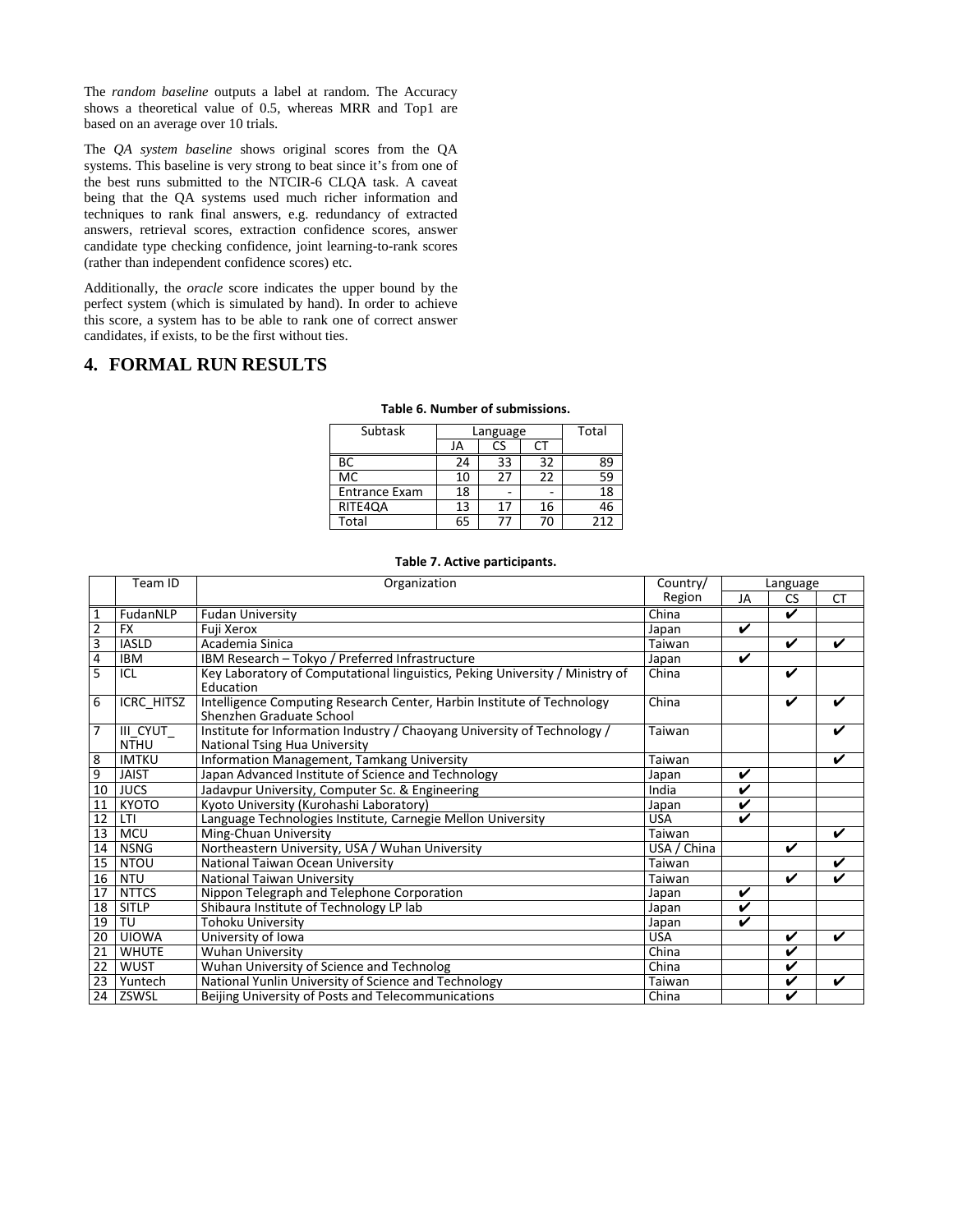The *random baseline* outputs a label at random. The Accuracy shows a theoretical value of 0.5, whereas MRR and Top1 are based on an average over 10 trials.

The *QA system baseline* shows original scores from the QA systems. This baseline is very strong to beat since it's from one of the best runs submitted to the NTCIR-6 CLQA task. A caveat being that the QA systems used much richer information and techniques to rank final answers, e.g. redundancy of extracted answers, retrieval scores, extraction confidence scores, answer candidate type checking confidence, joint learning-to-rank scores (rather than independent confidence scores) etc.

Additionally, the *oracle* score indicates the upper bound by the perfect system (which is simulated by hand). In order to achieve this score, a system has to be able to rank one of correct answer candidates, if exists, to be the first without ties.

# 4. FORMAL RUN RESULTS

**Table 6. Number of submissions.**

| Subtask | Language | | | Total |
|---|---|---|---|---|
| | JA | CS | CT | |
| BC | 24 | 33 | 32 | 89 |
| MC | 10 | 27 | 22 | 59 |
| Entrance Exam | 18 | - | - | 18 |
| RITE4QA | 13 | 17 | 16 | 46 |
| Total | 65 | 77 | 70 | 212 |

**Table 7. Active participants.**

| | Team ID | Organization | Country/ Region | Language | | |
|---|---|---|---|---|---|---|
| | | | | JA | CS | CT |
| 1 | FudanNLP | Fudan University | China | | ✔ | |
| 2 | FX | Fuji Xerox | Japan | ✔ | | |
| 3 | IASLD | Academia Sinica | Taiwan | | ✔ | ✔ |
| 4 | IBM | IBM Research – Tokyo / Preferred Infrastructure | Japan | ✔ | | |
| 5 | ICL | Key Laboratory of Computational linguistics, Peking University / Ministry of Education | China | | ✔ | |
| 6 | ICRC_HITSZ | Intelligence Computing Research Center, Harbin Institute of Technology Shenzhen Graduate School | China | | ✔ | ✔ |
| 7 | III_CYUT_NTHU | Institute for Information Industry / Chaoyang University of Technology / National Tsing Hua University | Taiwan | | | ✔ |
| 8 | IMTKU | Information Management, Tamkang University | Taiwan | | | ✔ |
| 9 | JAIST | Japan Advanced Institute of Science and Technology | Japan | ✔ | | |
| 10 | JUCS | Jadavpur University, Computer Sc. & Engineering | India | ✔ | | |
| 11 | KYOTO | Kyoto University (Kurohashi Laboratory) | Japan | ✔ | | |
| 12 | LTI | Language Technologies Institute, Carnegie Mellon University | USA | ✔ | | |
| 13 | MCU | Ming-Chuan University | Taiwan | | | ✔ |
| 14 | NSNG | Northeastern University, USA / Wuhan University | USA / China | | ✔ | |
| 15 | NTOU | National Taiwan Ocean University | Taiwan | | | ✔ |
| 16 | NTU | National Taiwan University | Taiwan | | ✔ | ✔ |
| 17 | NTTCS | Nippon Telegraph and Telephone Corporation | Japan | ✔ | | |
| 18 | SITLP | Shibaura Institute of Technology LP lab | Japan | ✔ | | |
| 19 | TU | Tohoku University | Japan | ✔ | | |
| 20 | UIOWA | University of Iowa | USA | | ✔ | ✔ |
| 21 | WHUTE | Wuhan University | China | | ✔ | |
| 22 | WUST | Wuhan University of Science and Technolog | China | | ✔ | |
| 23 | Yuntech | National Yunlin University of Science and Technology | Taiwan | | ✔ | ✔ |
| 24 | ZSWSL | Beijing University of Posts and Telecommunications | China | | ✔ | |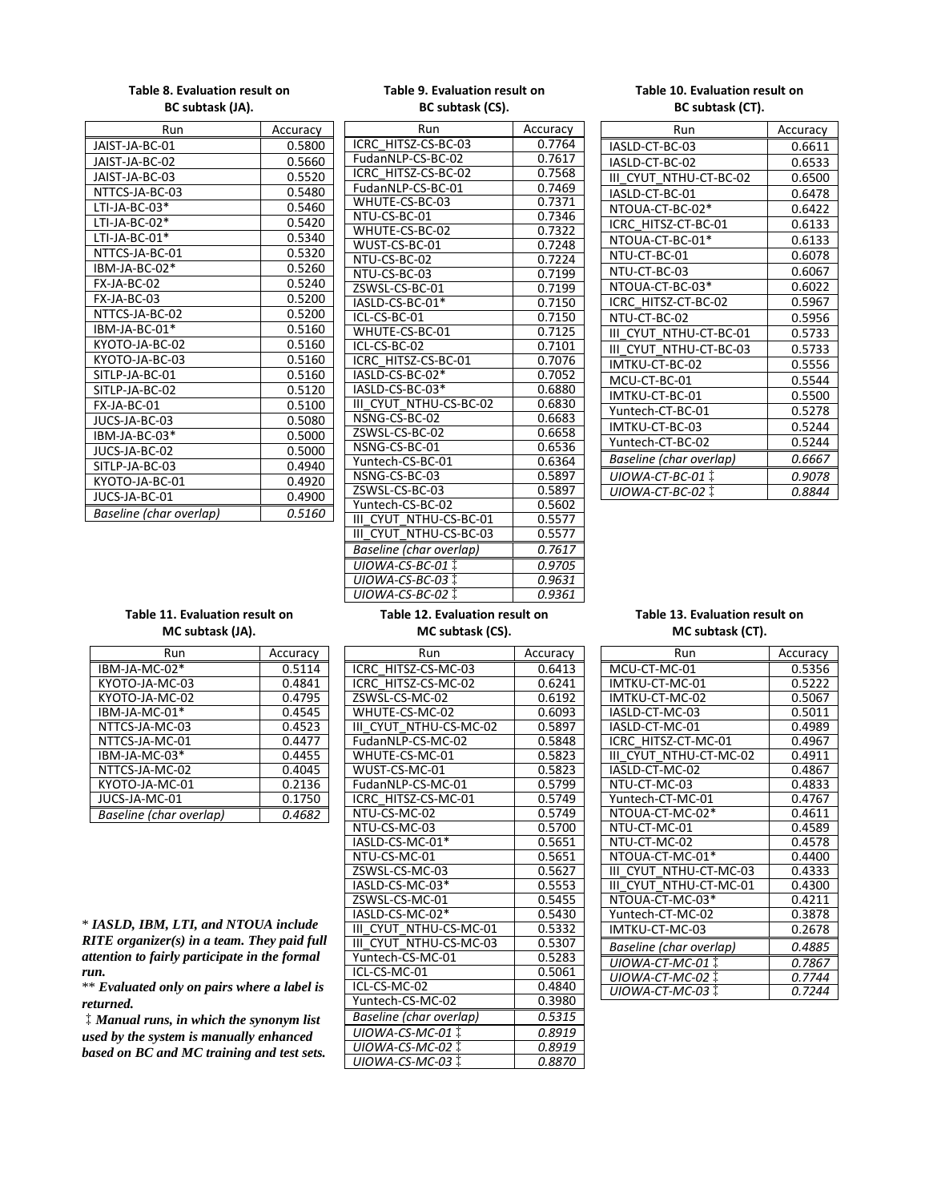**Table 8. Evaluation result on BC subtask (JA).**

| Run | Accuracy |
|---|---|
| JAIST-JA-BC-01 | 0.5800 |
| JAIST-JA-BC-02 | 0.5660 |
| JAIST-JA-BC-03 | 0.5520 |
| NTTCS-JA-BC-03 | 0.5480 |
| LTI-JA-BC-03* | 0.5460 |
| LTI-JA-BC-02* | 0.5420 |
| LTI-JA-BC-01* | 0.5340 |
| NTTCS-JA-BC-01 | 0.5320 |
| IBM-JA-BC-02* | 0.5260 |
| FX-JA-BC-02 | 0.5240 |
| FX-JA-BC-03 | 0.5200 |
| NTTCS-JA-BC-02 | 0.5200 |
| IBM-JA-BC-01* | 0.5160 |
| KYOTO-JA-BC-02 | 0.5160 |
| KYOTO-JA-BC-03 | 0.5160 |
| SITLP-JA-BC-01 | 0.5160 |
| SITLP-JA-BC-02 | 0.5120 |
| FX-JA-BC-01 | 0.5100 |
| JUCS-JA-BC-03 | 0.5080 |
| IBM-JA-BC-03* | 0.5000 |
| JUCS-JA-BC-02 | 0.5000 |
| SITLP-JA-BC-03 | 0.4940 |
| KYOTO-JA-BC-01 | 0.4920 |
| JUCS-JA-BC-01 | 0.4900 |
| *Baseline (char overlap)* | *0.5160* |

**Table 9. Evaluation result on BC subtask (CS).**

| Run | Accuracy |
|---|---|
| ICRC_HITSZ-CS-BC-03 | 0.7764 |
| FudanNLP-CS-BC-02 | 0.7617 |
| ICRC_HITSZ-CS-BC-02 | 0.7568 |
| FudanNLP-CS-BC-01 | 0.7469 |
| WHUTE-CS-BC-03 | 0.7371 |
| NTU-CS-BC-01 | 0.7346 |
| WHUTE-CS-BC-02 | 0.7322 |
| WUST-CS-BC-01 | 0.7248 |
| NTU-CS-BC-02 | 0.7224 |
| NTU-CS-BC-03 | 0.7199 |
| ZSWSL-CS-BC-01 | 0.7199 |
| IASLD-CS-BC-01* | 0.7150 |
| ICL-CS-BC-01 | 0.7150 |
| WHUTE-CS-BC-01 | 0.7125 |
| ICL-CS-BC-02 | 0.7101 |
| ICRC_HITSZ-CS-BC-01 | 0.7076 |
| IASLD-CS-BC-02* | 0.7052 |
| IASLD-CS-BC-03* | 0.6880 |
| III_CYUT_NTHU-CS-BC-02 | 0.6830 |
| NSNG-CS-BC-02 | 0.6683 |
| ZSWSL-CS-BC-02 | 0.6658 |
| NSNG-CS-BC-01 | 0.6536 |
| Yuntech-CS-BC-01 | 0.6364 |
| NSNG-CS-BC-03 | 0.5897 |
| ZSWSL-CS-BC-03 | 0.5897 |
| Yuntech-CS-BC-02 | 0.5602 |
| III_CYUT_NTHU-CS-BC-01 | 0.5577 |
| III_CYUT_NTHU-CS-BC-03 | 0.5577 |
| *Baseline (char overlap)* | *0.7617* |
| *UIOWA-CS-BC-01 ‡* | *0.9705* |
| *UIOWA-CS-BC-03 ‡* | *0.9631* |
| *UIOWA-CS-BC-02 ‡* | *0.9361* |

**Table 10. Evaluation result on BC subtask (CT).**

| Run | Accuracy |
|---|---|
| IASLD-CT-BC-03 | 0.6611 |
| IASLD-CT-BC-02 | 0.6533 |
| III_CYUT_NTHU-CT-BC-02 | 0.6500 |
| IASLD-CT-BC-01 | 0.6478 |
| NTOUA-CT-BC-02* | 0.6422 |
| ICRC_HITSZ-CT-BC-01 | 0.6133 |
| NTOUA-CT-BC-01* | 0.6133 |
| NTU-CT-BC-01 | 0.6078 |
| NTU-CT-BC-03 | 0.6067 |
| NTOUA-CT-BC-03* | 0.6022 |
| ICRC_HITSZ-CT-BC-02 | 0.5967 |
| NTU-CT-BC-02 | 0.5956 |
| III_CYUT_NTHU-CT-BC-01 | 0.5733 |
| III_CYUT_NTHU-CT-BC-03 | 0.5733 |
| IMTKU-CT-BC-02 | 0.5556 |
| MCU-CT-BC-01 | 0.5544 |
| IMTKU-CT-BC-01 | 0.5500 |
| Yuntech-CT-BC-01 | 0.5278 |
| IMTKU-CT-BC-03 | 0.5244 |
| Yuntech-CT-BC-02 | 0.5244 |
| *Baseline (char overlap)* | *0.6667* |
| *UIOWA-CT-BC-01 ‡* | *0.9078* |
| *UIOWA-CT-BC-02 ‡* | *0.8844* |

**Table 11. Evaluation result on MC subtask (JA).**

| Run | Accuracy |
|---|---|
| IBM-JA-MC-02* | 0.5114 |
| KYOTO-JA-MC-03 | 0.4841 |
| KYOTO-JA-MC-02 | 0.4795 |
| IBM-JA-MC-01* | 0.4545 |
| NTTCS-JA-MC-03 | 0.4523 |
| NTTCS-JA-MC-01 | 0.4477 |
| IBM-JA-MC-03* | 0.4455 |
| NTTCS-JA-MC-02 | 0.4045 |
| KYOTO-JA-MC-01 | 0.2136 |
| JUCS-JA-MC-01 | 0.1750 |
| *Baseline (char overlap)* | *0.4682* |

**Table 12. Evaluation result on MC subtask (CS).**

| Run | Accuracy |
|---|---|
| ICRC_HITSZ-CS-MC-03 | 0.6413 |
| ICRC_HITSZ-CS-MC-02 | 0.6241 |
| ZSWSL-CS-MC-02 | 0.6192 |
| WHUTE-CS-MC-02 | 0.6093 |
| III_CYUT_NTHU-CS-MC-02 | 0.5897 |
| FudanNLP-CS-MC-02 | 0.5848 |
| WHUTE-CS-MC-01 | 0.5823 |
| WUST-CS-MC-01 | 0.5823 |
| FudanNLP-CS-MC-01 | 0.5799 |
| ICRC_HITSZ-CS-MC-01 | 0.5749 |
| NTU-CS-MC-02 | 0.5749 |
| NTU-CS-MC-03 | 0.5700 |
| IASLD-CS-MC-01* | 0.5651 |
| NTU-CS-MC-01 | 0.5651 |
| ZSWSL-CS-MC-03 | 0.5627 |
| IASLD-CS-MC-03* | 0.5553 |
| ZSWSL-CS-MC-01 | 0.5455 |
| IASLD-CS-MC-02* | 0.5430 |
| III_CYUT_NTHU-CS-MC-01 | 0.5332 |
| III_CYUT_NTHU-CS-MC-03 | 0.5307 |
| Yuntech-CS-MC-01 | 0.5283 |
| ICL-CS-MC-01 | 0.5061 |
| ICL-CS-MC-02 | 0.4840 |
| Yuntech-CS-MC-02 | 0.3980 |
| *Baseline (char overlap)* | *0.5315* |
| *UIOWA-CS-MC-01 ‡* | *0.8919* |
| *UIOWA-CS-MC-02 ‡* | *0.8919* |
| *UIOWA-CS-MC-03 ‡* | *0.8870* |

**Table 13. Evaluation result on MC subtask (CT).**

| Run | Accuracy |
|---|---|
| MCU-CT-MC-01 | 0.5356 |
| IMTKU-CT-MC-01 | 0.5222 |
| IMTKU-CT-MC-02 | 0.5067 |
| IASLD-CT-MC-03 | 0.5011 |
| IASLD-CT-MC-01 | 0.4989 |
| ICRC_HITSZ-CT-MC-01 | 0.4967 |
| III_CYUT_NTHU-CT-MC-02 | 0.4911 |
| IASLD-CT-MC-02 | 0.4867 |
| NTU-CT-MC-03 | 0.4833 |
| Yuntech-CT-MC-01 | 0.4767 |
| NTOUA-CT-MC-02* | 0.4611 |
| NTU-CT-MC-01 | 0.4589 |
| NTU-CT-MC-02 | 0.4578 |
| NTOUA-CT-MC-01* | 0.4400 |
| III_CYUT_NTHU-CT-MC-03 | 0.4333 |
| III_CYUT_NTHU-CT-MC-01 | 0.4300 |
| NTOUA-CT-MC-03* | 0.4211 |
| Yuntech-CT-MC-02 | 0.3878 |
| IMTKU-CT-MC-03 | 0.2678 |
| *Baseline (char overlap)* | *0.4885* |
| *UIOWA-CT-MC-01 ‡* | *0.7867* |
| *UIOWA-CT-MC-02 ‡* | *0.7744* |
| *UIOWA-CT-MC-03 ‡* | *0.7244* |

\* ***IASLD, IBM, LTI, and NTOUA include RITE organizer(s) in a team. They paid full attention to fairly participate in the formal run.***

\** ***Evaluated only on pairs where a label is returned.***

‡ ***Manual runs, in which the synonym list used by the system is manually enhanced based on BC and MC training and test sets.***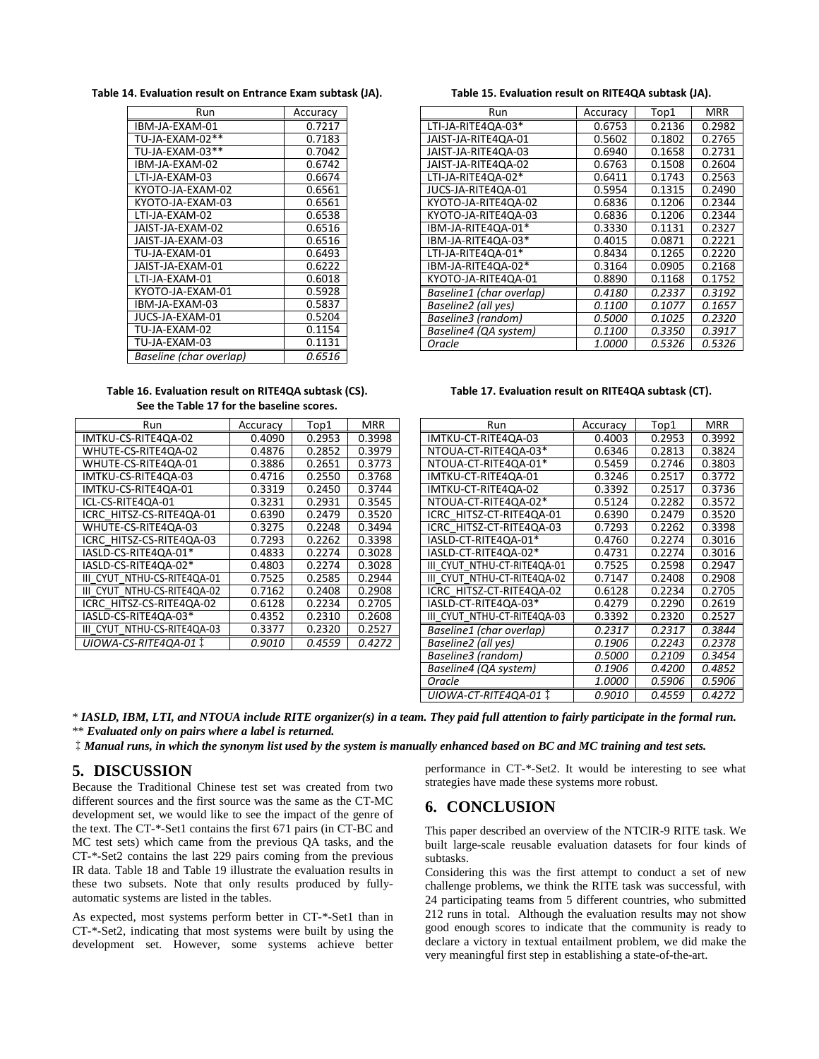**Table 14. Evaluation result on Entrance Exam subtask (JA).**

| Run | Accuracy |
|---|---|
| IBM-JA-EXAM-01 | 0.7217 |
| TU-JA-EXAM-02** | 0.7183 |
| TU-JA-EXAM-03** | 0.7042 |
| IBM-JA-EXAM-02 | 0.6742 |
| LTI-JA-EXAM-03 | 0.6674 |
| KYOTO-JA-EXAM-02 | 0.6561 |
| KYOTO-JA-EXAM-03 | 0.6561 |
| LTI-JA-EXAM-02 | 0.6538 |
| JAIST-JA-EXAM-02 | 0.6516 |
| JAIST-JA-EXAM-03 | 0.6516 |
| TU-JA-EXAM-01 | 0.6493 |
| JAIST-JA-EXAM-01 | 0.6222 |
| LTI-JA-EXAM-01 | 0.6018 |
| KYOTO-JA-EXAM-01 | 0.5928 |
| IBM-JA-EXAM-03 | 0.5837 |
| JUCS-JA-EXAM-01 | 0.5204 |
| TU-JA-EXAM-02 | 0.1154 |
| TU-JA-EXAM-03 | 0.1131 |
| *Baseline (char overlap)* | *0.6516* |

**Table 15. Evaluation result on RITE4QA subtask (JA).**

| Run | Accuracy | Top1 | MRR |
|---|---|---|---|
| LTI-JA-RITE4QA-03* | 0.6753 | 0.2136 | 0.2982 |
| JAIST-JA-RITE4QA-01 | 0.5602 | 0.1802 | 0.2765 |
| JAIST-JA-RITE4QA-03 | 0.6940 | 0.1658 | 0.2731 |
| JAIST-JA-RITE4QA-02 | 0.6763 | 0.1508 | 0.2604 |
| LTI-JA-RITE4QA-02* | 0.6411 | 0.1743 | 0.2563 |
| JUCS-JA-RITE4QA-01 | 0.5954 | 0.1315 | 0.2490 |
| KYOTO-JA-RITE4QA-02 | 0.6836 | 0.1206 | 0.2344 |
| KYOTO-JA-RITE4QA-03 | 0.6836 | 0.1206 | 0.2344 |
| IBM-JA-RITE4QA-01* | 0.3330 | 0.1131 | 0.2327 |
| IBM-JA-RITE4QA-03* | 0.4015 | 0.0871 | 0.2221 |
| LTI-JA-RITE4QA-01* | 0.8434 | 0.1265 | 0.2220 |
| IBM-JA-RITE4QA-02* | 0.3164 | 0.0905 | 0.2168 |
| KYOTO-JA-RITE4QA-01 | 0.8890 | 0.1168 | 0.1752 |
| *Baseline1 (char overlap)* | *0.4180* | *0.2337* | *0.3192* |
| *Baseline2 (all yes)* | *0.1100* | *0.1077* | *0.1657* |
| *Baseline3 (random)* | *0.5000* | *0.1025* | *0.2320* |
| *Baseline4 (QA system)* | *0.1100* | *0.3350* | *0.3917* |
| *Oracle* | *1.0000* | *0.5326* | *0.5326* |

**Table 16. Evaluation result on RITE4QA subtask (CS). See the Table 17 for the baseline scores.**

| Run | Accuracy | Top1 | MRR |
|---|---|---|---|
| IMTKU-CS-RITE4QA-02 | 0.4090 | 0.2953 | 0.3998 |
| WHUTE-CS-RITE4QA-02 | 0.4876 | 0.2852 | 0.3979 |
| WHUTE-CS-RITE4QA-01 | 0.3886 | 0.2651 | 0.3773 |
| IMTKU-CS-RITE4QA-03 | 0.4716 | 0.2550 | 0.3768 |
| IMTKU-CS-RITE4QA-01 | 0.3319 | 0.2450 | 0.3744 |
| ICL-CS-RITE4QA-01 | 0.3231 | 0.2931 | 0.3545 |
| ICRC_HITSZ-CS-RITE4QA-01 | 0.6390 | 0.2479 | 0.3520 |
| WHUTE-CS-RITE4QA-03 | 0.3275 | 0.2248 | 0.3494 |
| ICRC_HITSZ-CS-RITE4QA-03 | 0.7293 | 0.2262 | 0.3398 |
| IASLD-CS-RITE4QA-01* | 0.4833 | 0.2274 | 0.3028 |
| IASLD-CS-RITE4QA-02* | 0.4803 | 0.2274 | 0.3028 |
| III_CYUT_NTHU-CS-RITE4QA-01 | 0.7525 | 0.2585 | 0.2944 |
| III_CYUT_NTHU-CS-RITE4QA-02 | 0.7162 | 0.2408 | 0.2908 |
| ICRC_HITSZ-CS-RITE4QA-02 | 0.6128 | 0.2234 | 0.2705 |
| IASLD-CS-RITE4QA-03* | 0.4352 | 0.2310 | 0.2608 |
| III_CYUT_NTHU-CS-RITE4QA-03 | 0.3377 | 0.2320 | 0.2527 |
| *UIOWA-CS-RITE4QA-01 ‡* | *0.9010* | *0.4559* | *0.4272* |

**Table 17. Evaluation result on RITE4QA subtask (CT).**

| Run | Accuracy | Top1 | MRR |
|---|---|---|---|
| IMTKU-CT-RITE4QA-03 | 0.4003 | 0.2953 | 0.3992 |
| NTOUA-CT-RITE4QA-03* | 0.6346 | 0.2813 | 0.3824 |
| NTOUA-CT-RITE4QA-01* | 0.5459 | 0.2746 | 0.3803 |
| IMTKU-CT-RITE4QA-01 | 0.3246 | 0.2517 | 0.3772 |
| IMTKU-CT-RITE4QA-02 | 0.3392 | 0.2517 | 0.3736 |
| NTOUA-CT-RITE4QA-02* | 0.5124 | 0.2282 | 0.3572 |
| ICRC_HITSZ-CT-RITE4QA-01 | 0.6390 | 0.2479 | 0.3520 |
| ICRC_HITSZ-CT-RITE4QA-03 | 0.7293 | 0.2262 | 0.3398 |
| IASLD-CT-RITE4QA-01* | 0.4760 | 0.2274 | 0.3016 |
| IASLD-CT-RITE4QA-02* | 0.4731 | 0.2274 | 0.3016 |
| III_CYUT_NTHU-CT-RITE4QA-01 | 0.7525 | 0.2598 | 0.2947 |
| III_CYUT_NTHU-CT-RITE4QA-02 | 0.7147 | 0.2408 | 0.2908 |
| ICRC_HITSZ-CT-RITE4QA-02 | 0.6128 | 0.2234 | 0.2705 |
| IASLD-CT-RITE4QA-03* | 0.4279 | 0.2290 | 0.2619 |
| III_CYUT_NTHU-CT-RITE4QA-03 | 0.3392 | 0.2320 | 0.2527 |
| *Baseline1 (char overlap)* | *0.2317* | *0.2317* | *0.3844* |
| *Baseline2 (all yes)* | *0.1906* | *0.2243* | *0.2378* |
| *Baseline3 (random)* | *0.5000* | *0.2109* | *0.3454* |
| *Baseline4 (QA system)* | *0.1906* | *0.4200* | *0.4852* |
| *Oracle* | *1.0000* | *0.5906* | *0.5906* |
| *UIOWA-CT-RITE4QA-01 ‡* | *0.9010* | *0.4559* | *0.4272* |

\* ***IASLD, IBM, LTI, and NTOUA include RITE organizer(s) in a team. They paid full attention to fairly participate in the formal run.***
** ***Evaluated only on pairs where a label is returned.***
‡ ***Manual runs, in which the synonym list used by the system is manually enhanced based on BC and MC training and test sets.***

## 5. DISCUSSION

Because the Traditional Chinese test set was created from two different sources and the first source was the same as the CT-MC development set, we would like to see the impact of the genre of the text. The CT-*-Set1 contains the first 671 pairs (in CT-BC and MC test sets) which came from the previous QA tasks, and the CT-*-Set2 contains the last 229 pairs coming from the previous IR data. Table 18 and Table 19 illustrate the evaluation results in these two subsets. Note that only results produced by fully-automatic systems are listed in the tables.

As expected, most systems perform better in CT-*-Set1 than in CT-*-Set2, indicating that most systems were built by using the development set. However, some systems achieve better performance in CT-*-Set2. It would be interesting to see what strategies have made these systems more robust.

## 6. CONCLUSION

This paper described an overview of the NTCIR-9 RITE task. We built large-scale reusable evaluation datasets for four kinds of subtasks.

Considering this was the first attempt to conduct a set of new challenge problems, we think the RITE task was successful, with 24 participating teams from 5 different countries, who submitted 212 runs in total. Although the evaluation results may not show good enough scores to indicate that the community is ready to declare a victory in textual entailment problem, we did make the very meaningful first step in establishing a state-of-the-art.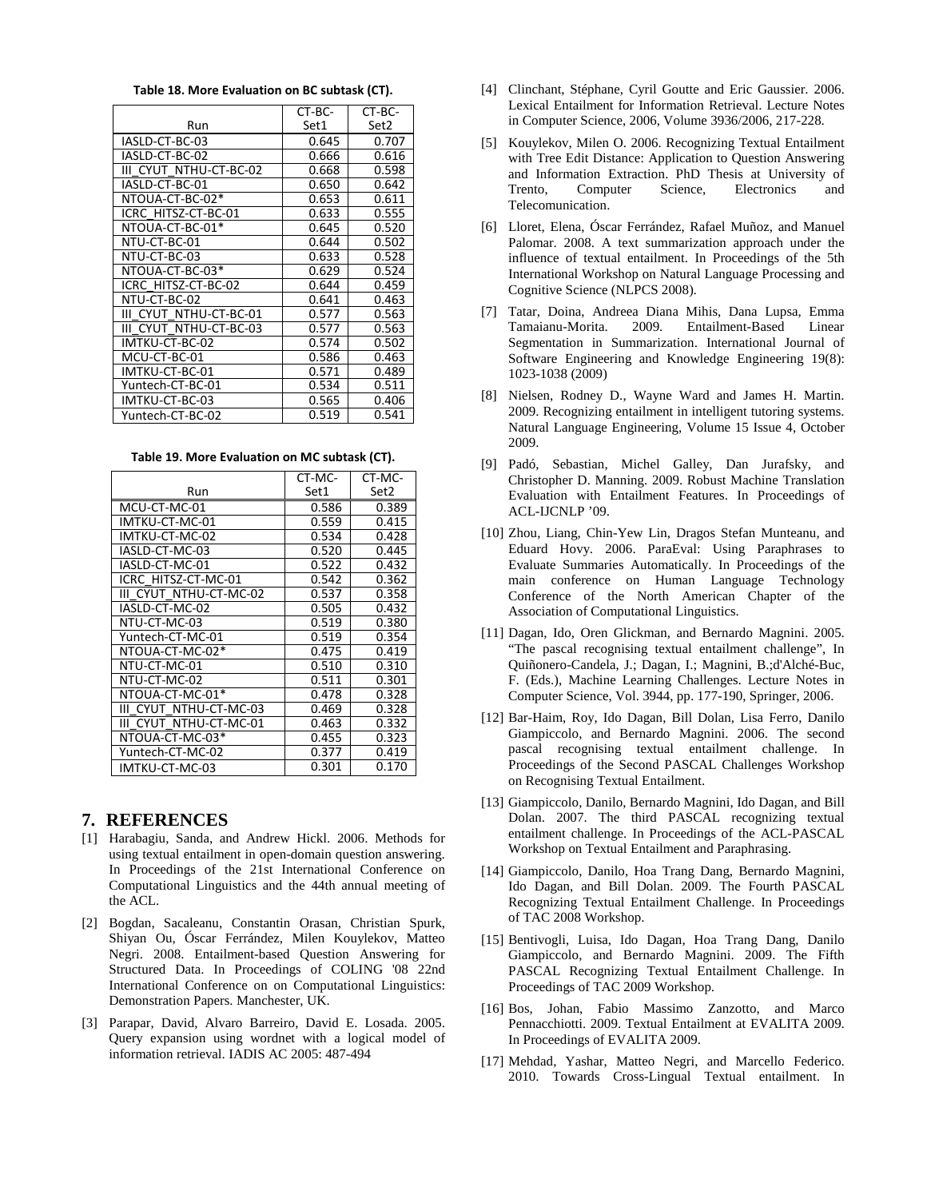**Table 18. More Evaluation on BC subtask (CT).**

| Run | CT-BC-Set1 | CT-BC-Set2 |
|---|---|---|
| IASLD-CT-BC-03 | 0.645 | 0.707 |
| IASLD-CT-BC-02 | 0.666 | 0.616 |
| III_CYUT_NTHU-CT-BC-02 | 0.668 | 0.598 |
| IASLD-CT-BC-01 | 0.650 | 0.642 |
| NTOUA-CT-BC-02* | 0.653 | 0.611 |
| ICRC_HITSZ-CT-BC-01 | 0.633 | 0.555 |
| NTOUA-CT-BC-01* | 0.645 | 0.520 |
| NTU-CT-BC-01 | 0.644 | 0.502 |
| NTU-CT-BC-03 | 0.633 | 0.528 |
| NTOUA-CT-BC-03* | 0.629 | 0.524 |
| ICRC_HITSZ-CT-BC-02 | 0.644 | 0.459 |
| NTU-CT-BC-02 | 0.641 | 0.463 |
| III_CYUT_NTHU-CT-BC-01 | 0.577 | 0.563 |
| III_CYUT_NTHU-CT-BC-03 | 0.577 | 0.563 |
| IMTKU-CT-BC-02 | 0.574 | 0.502 |
| MCU-CT-BC-01 | 0.586 | 0.463 |
| IMTKU-CT-BC-01 | 0.571 | 0.489 |
| Yuntech-CT-BC-01 | 0.534 | 0.511 |
| IMTKU-CT-BC-03 | 0.565 | 0.406 |
| Yuntech-CT-BC-02 | 0.519 | 0.541 |

**Table 19. More Evaluation on MC subtask (CT).**

| Run | CT-MC-Set1 | CT-MC-Set2 |
|---|---|---|
| MCU-CT-MC-01 | 0.586 | 0.389 |
| IMTKU-CT-MC-01 | 0.559 | 0.415 |
| IMTKU-CT-MC-02 | 0.534 | 0.428 |
| IASLD-CT-MC-03 | 0.520 | 0.445 |
| IASLD-CT-MC-01 | 0.522 | 0.432 |
| ICRC_HITSZ-CT-MC-01 | 0.542 | 0.362 |
| III_CYUT_NTHU-CT-MC-02 | 0.537 | 0.358 |
| IASLD-CT-MC-02 | 0.505 | 0.432 |
| NTU-CT-MC-03 | 0.519 | 0.380 |
| Yuntech-CT-MC-01 | 0.519 | 0.354 |
| NTOUA-CT-MC-02* | 0.475 | 0.419 |
| NTU-CT-MC-01 | 0.510 | 0.310 |
| NTU-CT-MC-02 | 0.511 | 0.301 |
| NTOUA-CT-MC-01* | 0.478 | 0.328 |
| III_CYUT_NTHU-CT-MC-03 | 0.469 | 0.328 |
| III_CYUT_NTHU-CT-MC-01 | 0.463 | 0.332 |
| NTOUA-CT-MC-03* | 0.455 | 0.323 |
| Yuntech-CT-MC-02 | 0.377 | 0.419 |
| IMTKU-CT-MC-03 | 0.301 | 0.170 |

## 7. REFERENCES

[1] Harabagiu, Sanda, and Andrew Hickl. 2006. Methods for using textual entailment in open-domain question answering. In Proceedings of the 21st International Conference on Computational Linguistics and the 44th annual meeting of the ACL.

[2] Bogdan, Sacaleanu, Constantin Orasan, Christian Spurk, Shiyan Ou, Óscar Ferrández, Milen Kouylekov, Matteo Negri. 2008. Entailment-based Question Answering for Structured Data. In Proceedings of COLING '08 22nd International Conference on on Computational Linguistics: Demonstration Papers. Manchester, UK.

[3] Parapar, David, Alvaro Barreiro, David E. Losada. 2005. Query expansion using wordnet with a logical model of information retrieval. IADIS AC 2005: 487-494

[4] Clinchant, Stéphane, Cyril Goutte and Eric Gaussier. 2006. Lexical Entailment for Information Retrieval. Lecture Notes in Computer Science, 2006, Volume 3936/2006, 217-228.

[5] Kouylekov, Milen O. 2006. Recognizing Textual Entailment with Tree Edit Distance: Application to Question Answering and Information Extraction. PhD Thesis at University of Trento, Computer Science, Electronics and Telecomunication.

[6] Lloret, Elena, Óscar Ferrández, Rafael Muñoz, and Manuel Palomar. 2008. A text summarization approach under the influence of textual entailment. In Proceedings of the 5th International Workshop on Natural Language Processing and Cognitive Science (NLPCS 2008).

[7] Tatar, Doina, Andreea Diana Mihis, Dana Lupsa, Emma Tamaianu-Morita. 2009. Entailment-Based Linear Segmentation in Summarization. International Journal of Software Engineering and Knowledge Engineering 19(8): 1023-1038 (2009)

[8] Nielsen, Rodney D., Wayne Ward and James H. Martin. 2009. Recognizing entailment in intelligent tutoring systems. Natural Language Engineering, Volume 15 Issue 4, October 2009.

[9] Padó, Sebastian, Michel Galley, Dan Jurafsky, and Christopher D. Manning. 2009. Robust Machine Translation Evaluation with Entailment Features. In Proceedings of ACL-IJCNLP '09.

[10] Zhou, Liang, Chin-Yew Lin, Dragos Stefan Munteanu, and Eduard Hovy. 2006. ParaEval: Using Paraphrases to Evaluate Summaries Automatically. In Proceedings of the main conference on Human Language Technology Conference of the North American Chapter of the Association of Computational Linguistics.

[11] Dagan, Ido, Oren Glickman, and Bernardo Magnini. 2005. "The pascal recognising textual entailment challenge", In Quiñonero-Candela, J.; Dagan, I.; Magnini, B.;d'Alché-Buc, F. (Eds.), Machine Learning Challenges. Lecture Notes in Computer Science, Vol. 3944, pp. 177-190, Springer, 2006.

[12] Bar-Haim, Roy, Ido Dagan, Bill Dolan, Lisa Ferro, Danilo Giampiccolo, and Bernardo Magnini. 2006. The second pascal recognising textual entailment challenge. In Proceedings of the Second PASCAL Challenges Workshop on Recognising Textual Entailment.

[13] Giampiccolo, Danilo, Bernardo Magnini, Ido Dagan, and Bill Dolan. 2007. The third PASCAL recognizing textual entailment challenge. In Proceedings of the ACL-PASCAL Workshop on Textual Entailment and Paraphrasing.

[14] Giampiccolo, Danilo, Hoa Trang Dang, Bernardo Magnini, Ido Dagan, and Bill Dolan. 2009. The Fourth PASCAL Recognizing Textual Entailment Challenge. In Proceedings of TAC 2008 Workshop.

[15] Bentivogli, Luisa, Ido Dagan, Hoa Trang Dang, Danilo Giampiccolo, and Bernardo Magnini. 2009. The Fifth PASCAL Recognizing Textual Entailment Challenge. In Proceedings of TAC 2009 Workshop.

[16] Bos, Johan, Fabio Massimo Zanzotto, and Marco Pennacchiotti. 2009. Textual Entailment at EVALITA 2009. In Proceedings of EVALITA 2009.

[17] Mehdad, Yashar, Matteo Negri, and Marcello Federico. 2010. Towards Cross-Lingual Textual entailment. In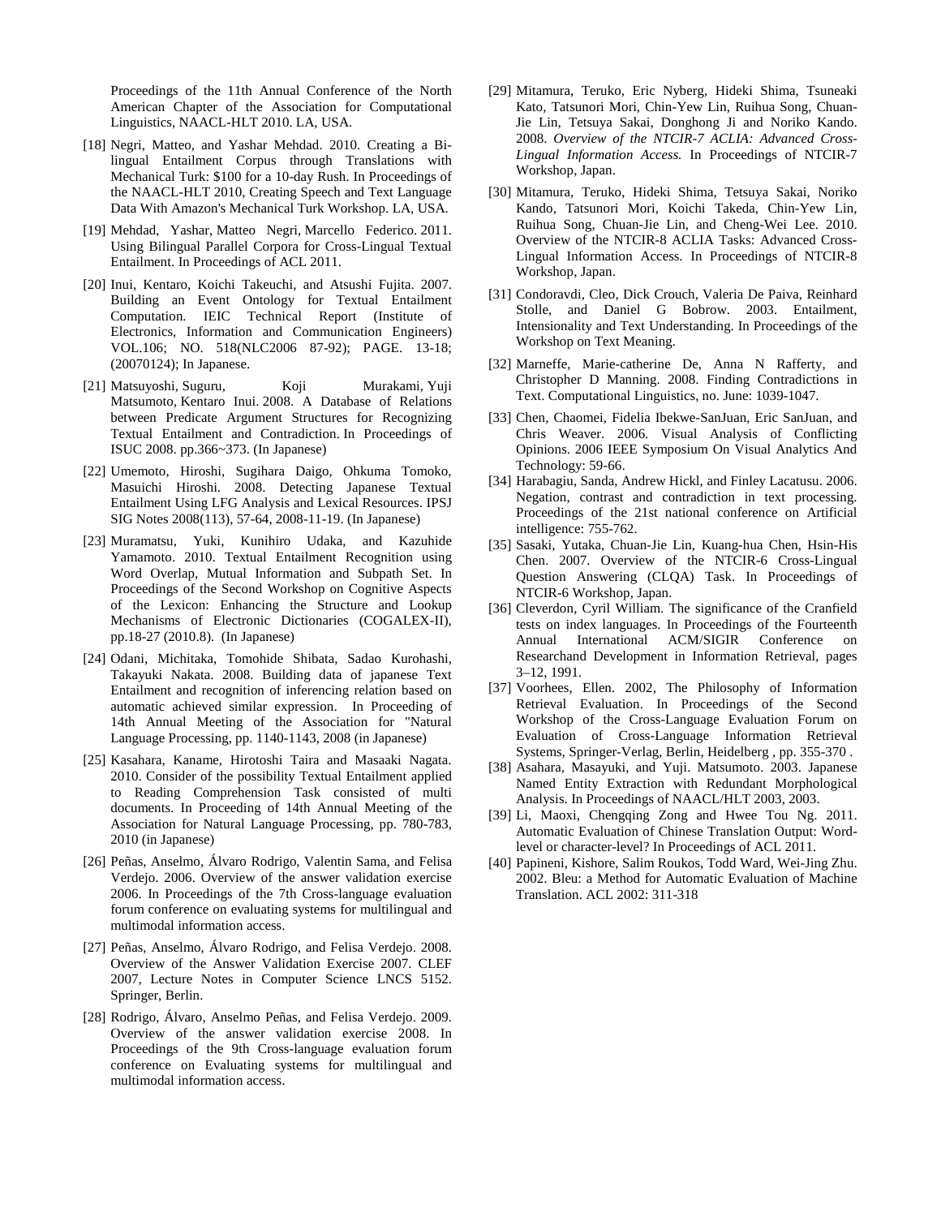Proceedings of the 11th Annual Conference of the North American Chapter of the Association for Computational Linguistics, NAACL-HLT 2010. LA, USA.

[18] Negri, Matteo, and Yashar Mehdad. 2010. Creating a Bi-lingual Entailment Corpus through Translations with Mechanical Turk: $100 for a 10-day Rush. In Proceedings of the NAACL-HLT 2010, Creating Speech and Text Language Data With Amazon's Mechanical Turk Workshop. LA, USA.

[19] Mehdad, Yashar, Matteo Negri, Marcello Federico. 2011. Using Bilingual Parallel Corpora for Cross-Lingual Textual Entailment. In Proceedings of ACL 2011.

[20] Inui, Kentaro, Koichi Takeuchi, and Atsushi Fujita. 2007. Building an Event Ontology for Textual Entailment Computation. IEIC Technical Report (Institute of Electronics, Information and Communication Engineers) VOL.106; NO. 518(NLC2006 87-92); PAGE. 13-18; (20070124); In Japanese.

[21] Matsuyoshi, Suguru, Koji Murakami, Yuji Matsumoto, Kentaro Inui. 2008. A Database of Relations between Predicate Argument Structures for Recognizing Textual Entailment and Contradiction. In Proceedings of ISUC 2008. pp.366~373. (In Japanese)

[22] Umemoto, Hiroshi, Sugihara Daigo, Ohkuma Tomoko, Masuichi Hiroshi. 2008. Detecting Japanese Textual Entailment Using LFG Analysis and Lexical Resources. IPSJ SIG Notes 2008(113), 57-64, 2008-11-19. (In Japanese)

[23] Muramatsu, Yuki, Kunihiro Udaka, and Kazuhide Yamamoto. 2010. Textual Entailment Recognition using Word Overlap, Mutual Information and Subpath Set. In Proceedings of the Second Workshop on Cognitive Aspects of the Lexicon: Enhancing the Structure and Lookup Mechanisms of Electronic Dictionaries (COGALEX-II), pp.18-27 (2010.8). (In Japanese)

[24] Odani, Michitaka, Tomohide Shibata, Sadao Kurohashi, Takayuki Nakata. 2008. Building data of japanese Text Entailment and recognition of inferencing relation based on automatic achieved similar expression. In Proceeding of 14th Annual Meeting of the Association for "Natural Language Processing, pp. 1140-1143, 2008 (in Japanese)

[25] Kasahara, Kaname, Hirotoshi Taira and Masaaki Nagata. 2010. Consider of the possibility Textual Entailment applied to Reading Comprehension Task consisted of multi documents. In Proceeding of 14th Annual Meeting of the Association for Natural Language Processing, pp. 780-783, 2010 (in Japanese)

[26] Peñas, Anselmo, Álvaro Rodrigo, Valentin Sama, and Felisa Verdejo. 2006. Overview of the answer validation exercise 2006. In Proceedings of the 7th Cross-language evaluation forum conference on evaluating systems for multilingual and multimodal information access.

[27] Peñas, Anselmo, Álvaro Rodrigo, and Felisa Verdejo. 2008. Overview of the Answer Validation Exercise 2007. CLEF 2007, Lecture Notes in Computer Science LNCS 5152. Springer, Berlin.

[28] Rodrigo, Álvaro, Anselmo Peñas, and Felisa Verdejo. 2009. Overview of the answer validation exercise 2008. In Proceedings of the 9th Cross-language evaluation forum conference on Evaluating systems for multilingual and multimodal information access.

[29] Mitamura, Teruko, Eric Nyberg, Hideki Shima, Tsuneaki Kato, Tatsunori Mori, Chin-Yew Lin, Ruihua Song, Chuan-Jie Lin, Tetsuya Sakai, Donghong Ji and Noriko Kando. 2008. *Overview of the NTCIR-7 ACLIA: Advanced Cross-Lingual Information Access.* In Proceedings of NTCIR-7 Workshop, Japan.

[30] Mitamura, Teruko, Hideki Shima, Tetsuya Sakai, Noriko Kando, Tatsunori Mori, Koichi Takeda, Chin-Yew Lin, Ruihua Song, Chuan-Jie Lin, and Cheng-Wei Lee. 2010. Overview of the NTCIR-8 ACLIA Tasks: Advanced Cross-Lingual Information Access. In Proceedings of NTCIR-8 Workshop, Japan.

[31] Condoravdi, Cleo, Dick Crouch, Valeria De Paiva, Reinhard Stolle, and Daniel G Bobrow. 2003. Entailment, Intensionality and Text Understanding. In Proceedings of the Workshop on Text Meaning.

[32] Marneffe, Marie-catherine De, Anna N Rafferty, and Christopher D Manning. 2008. Finding Contradictions in Text. Computational Linguistics, no. June: 1039-1047.

[33] Chen, Chaomei, Fidelia Ibekwe-SanJuan, Eric SanJuan, and Chris Weaver. 2006. Visual Analysis of Conflicting Opinions. 2006 IEEE Symposium On Visual Analytics And Technology: 59-66.

[34] Harabagiu, Sanda, Andrew Hickl, and Finley Lacatusu. 2006. Negation, contrast and contradiction in text processing. Proceedings of the 21st national conference on Artificial intelligence: 755-762.

[35] Sasaki, Yutaka, Chuan-Jie Lin, Kuang-hua Chen, Hsin-His Chen. 2007. Overview of the NTCIR-6 Cross-Lingual Question Answering (CLQA) Task. In Proceedings of NTCIR-6 Workshop, Japan.

[36] Cleverdon, Cyril William. The significance of the Cranfield tests on index languages. In Proceedings of the Fourteenth Annual International ACM/SIGIR Conference on Researchand Development in Information Retrieval, pages 3–12, 1991.

[37] Voorhees, Ellen. 2002, The Philosophy of Information Retrieval Evaluation. In Proceedings of the Second Workshop of the Cross-Language Evaluation Forum on Evaluation of Cross-Language Information Retrieval Systems, Springer-Verlag, Berlin, Heidelberg , pp. 355-370 .

[38] Asahara, Masayuki, and Yuji. Matsumoto. 2003. Japanese Named Entity Extraction with Redundant Morphological Analysis. In Proceedings of NAACL/HLT 2003, 2003.

[39] Li, Maoxi, Chengqing Zong and Hwee Tou Ng. 2011. Automatic Evaluation of Chinese Translation Output: Word-level or character-level? In Proceedings of ACL 2011.

[40] Papineni, Kishore, Salim Roukos, Todd Ward, Wei-Jing Zhu. 2002. Bleu: a Method for Automatic Evaluation of Machine Translation. ACL 2002: 311-318